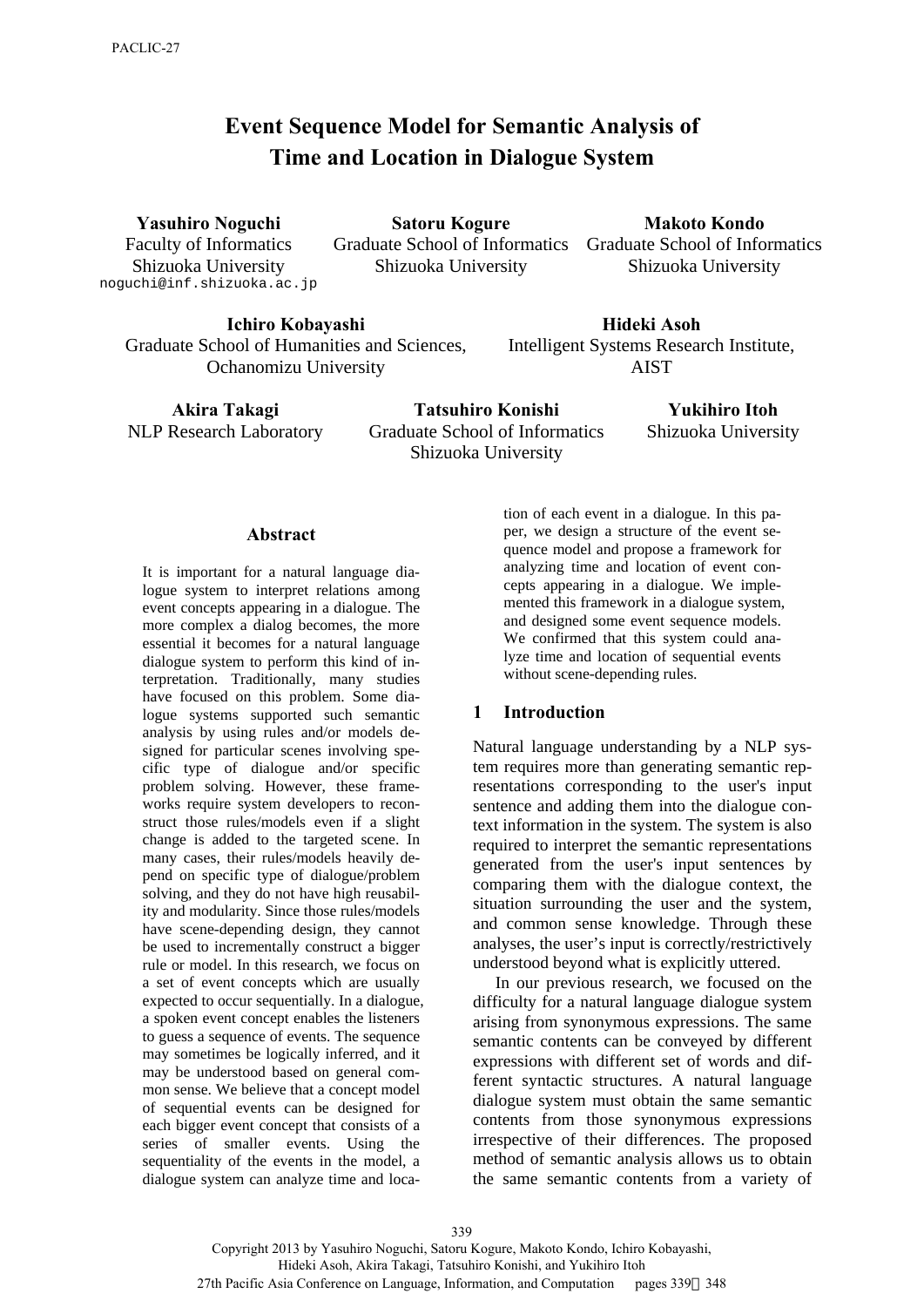# Event Sequence Model for Semantic Analysis of Time and Location in Dialogue System

**Yasuhiro Noguchi**
Faculty of Informatics
Shizuoka University
noguchi@inf.shizuoka.ac.jp

**Satoru Kogure**
Graduate School of Informatics
Shizuoka University

**Makoto Kondo**
Graduate School of Informatics
Shizuoka University

**Ichiro Kobayashi**
Graduate School of Humanities and Sciences,
Ochanomizu University

**Hideki Asoh**
Intelligent Systems Research Institute,
AIST

**Akira Takagi**
NLP Research Laboratory

**Tatsuhiro Konishi**
Graduate School of Informatics
Shizuoka University

**Yukihiro Itoh**
Shizuoka University

## Abstract

It is important for a natural language dialogue system to interpret relations among event concepts appearing in a dialogue. The more complex a dialog becomes, the more essential it becomes for a natural language dialogue system to perform this kind of interpretation. Traditionally, many studies have focused on this problem. Some dialogue systems supported such semantic analysis by using rules and/or models designed for particular scenes involving specific type of dialogue and/or specific problem solving. However, these frameworks require system developers to reconstruct those rules/models even if a slight change is added to the targeted scene. In many cases, their rules/models heavily depend on specific type of dialogue/problem solving, and they do not have high reusability and modularity. Since those rules/models have scene-depending design, they cannot be used to incrementally construct a bigger rule or model. In this research, we focus on a set of event concepts which are usually expected to occur sequentially. In a dialogue, a spoken event concept enables the listeners to guess a sequence of events. The sequence may sometimes be logically inferred, and it may be understood based on general common sense. We believe that a concept model of sequential events can be designed for each bigger event concept that consists of a series of smaller events. Using the sequentiality of the events in the model, a dialogue system can analyze time and location of each event in a dialogue. In this paper, we design a structure of the event sequence model and propose a framework for analyzing time and location of event concepts appearing in a dialogue. We implemented this framework in a dialogue system, and designed some event sequence models. We confirmed that this system could analyze time and location of sequential events without scene-depending rules.

## 1 Introduction

Natural language understanding by a NLP system requires more than generating semantic representations corresponding to the user's input sentence and adding them into the dialogue context information in the system. The system is also required to interpret the semantic representations generated from the user's input sentences by comparing them with the dialogue context, the situation surrounding the user and the system, and common sense knowledge. Through these analyses, the user's input is correctly/restrictively understood beyond what is explicitly uttered.

In our previous research, we focused on the difficulty for a natural language dialogue system arising from synonymous expressions. The same semantic contents can be conveyed by different expressions with different set of words and different syntactic structures. A natural language dialogue system must obtain the same semantic contents from those synonymous expressions irrespective of their differences. The proposed method of semantic analysis allows us to obtain the same semantic contents from a variety of

Copyright 2013 by Yasuhiro Noguchi, Satoru Kogure, Makoto Kondo, Ichiro Kobayashi, Hideki Asoh, Akira Takagi, Tatsuhiro Konishi, and Yukihiro Itoh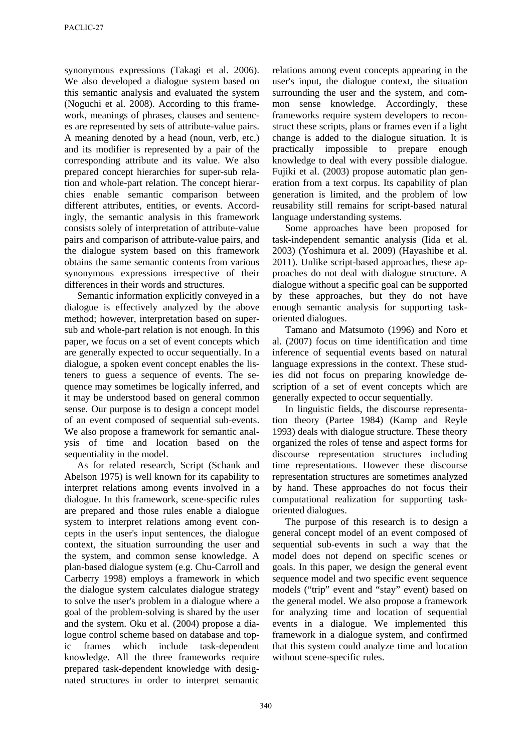synonymous expressions (Takagi et al. 2006). We also developed a dialogue system based on this semantic analysis and evaluated the system (Noguchi et al. 2008). According to this framework, meanings of phrases, clauses and sentences are represented by sets of attribute-value pairs. A meaning denoted by a head (noun, verb, etc.) and its modifier is represented by a pair of the corresponding attribute and its value. We also prepared concept hierarchies for super-sub relation and whole-part relation. The concept hierarchies enable semantic comparison between different attributes, entities, or events. Accordingly, the semantic analysis in this framework consists solely of interpretation of attribute-value pairs and comparison of attribute-value pairs, and the dialogue system based on this framework obtains the same semantic contents from various synonymous expressions irrespective of their differences in their words and structures.

Semantic information explicitly conveyed in a dialogue is effectively analyzed by the above method; however, interpretation based on super-sub and whole-part relation is not enough. In this paper, we focus on a set of event concepts which are generally expected to occur sequentially. In a dialogue, a spoken event concept enables the listeners to guess a sequence of events. The sequence may sometimes be logically inferred, and it may be understood based on general common sense. Our purpose is to design a concept model of an event composed of sequential sub-events. We also propose a framework for semantic analysis of time and location based on the sequentiality in the model.

As for related research, Script (Schank and Abelson 1975) is well known for its capability to interpret relations among events involved in a dialogue. In this framework, scene-specific rules are prepared and those rules enable a dialogue system to interpret relations among event concepts in the user's input sentences, the dialogue context, the situation surrounding the user and the system, and common sense knowledge. A plan-based dialogue system (e.g. Chu-Carroll and Carberry 1998) employs a framework in which the dialogue system calculates dialogue strategy to solve the user's problem in a dialogue where a goal of the problem-solving is shared by the user and the system. Oku et al. (2004) propose a dialogue control scheme based on database and topic frames which include task-dependent knowledge. All the three frameworks require prepared task-dependent knowledge with designated structures in order to interpret semantic relations among event concepts appearing in the user's input, the dialogue context, the situation surrounding the user and the system, and common sense knowledge. Accordingly, these frameworks require system developers to reconstruct these scripts, plans or frames even if a light change is added to the dialogue situation. It is practically impossible to prepare enough knowledge to deal with every possible dialogue. Fujiki et al. (2003) propose automatic plan generation from a text corpus. Its capability of plan generation is limited, and the problem of low reusability still remains for script-based natural language understanding systems.

Some approaches have been proposed for task-independent semantic analysis (Iida et al. 2003) (Yoshimura et al. 2009) (Hayashibe et al. 2011). Unlike script-based approaches, these approaches do not deal with dialogue structure. A dialogue without a specific goal can be supported by these approaches, but they do not have enough semantic analysis for supporting task-oriented dialogues.

Tamano and Matsumoto (1996) and Noro et al. (2007) focus on time identification and time inference of sequential events based on natural language expressions in the context. These studies did not focus on preparing knowledge description of a set of event concepts which are generally expected to occur sequentially.

In linguistic fields, the discourse representation theory (Partee 1984) (Kamp and Reyle 1993) deals with dialogue structure. These theory organized the roles of tense and aspect forms for discourse representation structures including time representations. However these discourse representation structures are sometimes analyzed by hand. These approaches do not focus their computational realization for supporting task-oriented dialogues.

The purpose of this research is to design a general concept model of an event composed of sequential sub-events in such a way that the model does not depend on specific scenes or goals. In this paper, we design the general event sequence model and two specific event sequence models ("trip" event and "stay" event) based on the general model. We also propose a framework for analyzing time and location of sequential events in a dialogue. We implemented this framework in a dialogue system, and confirmed that this system could analyze time and location without scene-specific rules.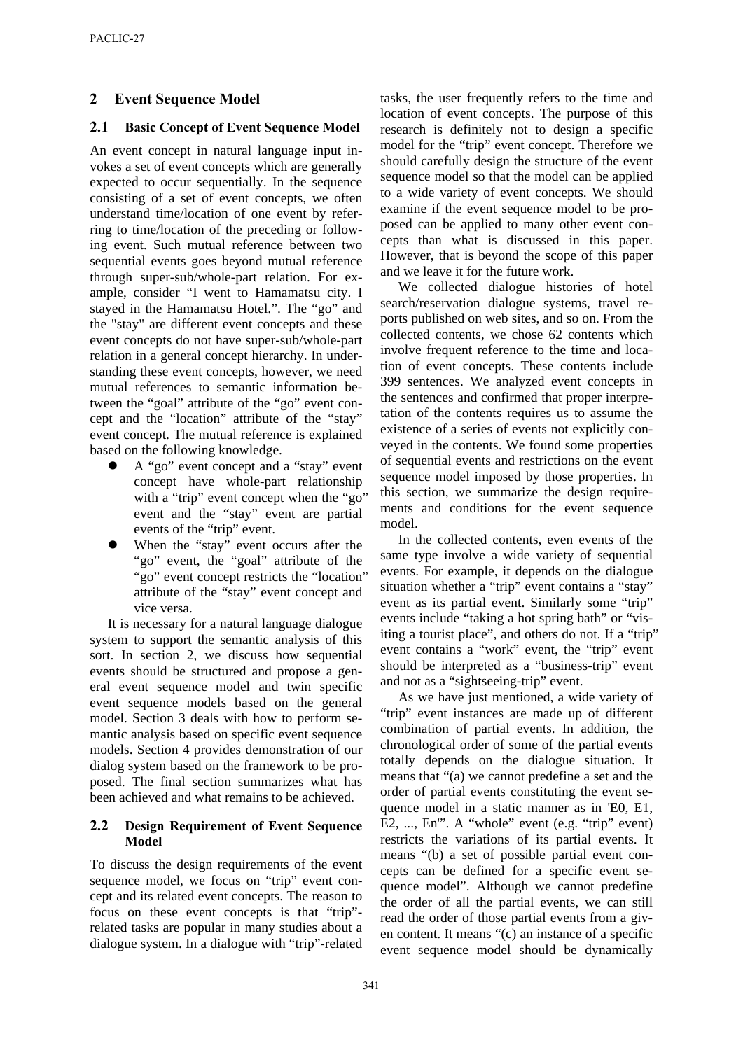## 2 Event Sequence Model

### 2.1 Basic Concept of Event Sequence Model

An event concept in natural language input invokes a set of event concepts which are generally expected to occur sequentially. In the sequence consisting of a set of event concepts, we often understand time/location of one event by referring to time/location of the preceding or following event. Such mutual reference between two sequential events goes beyond mutual reference through super-sub/whole-part relation. For example, consider "I went to Hamamatsu city. I stayed in the Hamamatsu Hotel.". The "go" and the "stay" are different event concepts and these event concepts do not have super-sub/whole-part relation in a general concept hierarchy. In understanding these event concepts, however, we need mutual references to semantic information between the "goal" attribute of the "go" event concept and the "location" attribute of the "stay" event concept. The mutual reference is explained based on the following knowledge.

- A "go" event concept and a "stay" event concept have whole-part relationship with a "trip" event concept when the "go" event and the "stay" event are partial events of the "trip" event.
- When the "stay" event occurs after the "go" event, the "goal" attribute of the "go" event concept restricts the "location" attribute of the "stay" event concept and vice versa.

It is necessary for a natural language dialogue system to support the semantic analysis of this sort. In section 2, we discuss how sequential events should be structured and propose a general event sequence model and twin specific event sequence models based on the general model. Section 3 deals with how to perform semantic analysis based on specific event sequence models. Section 4 provides demonstration of our dialog system based on the framework to be proposed. The final section summarizes what has been achieved and what remains to be achieved.

### 2.2 Design Requirement of Event Sequence Model

To discuss the design requirements of the event sequence model, we focus on "trip" event concept and its related event concepts. The reason to focus on these event concepts is that "trip"-related tasks are popular in many studies about a dialogue system. In a dialogue with "trip"-related tasks, the user frequently refers to the time and location of event concepts. The purpose of this research is definitely not to design a specific model for the "trip" event concept. Therefore we should carefully design the structure of the event sequence model so that the model can be applied to a wide variety of event concepts. We should examine if the event sequence model to be proposed can be applied to many other event concepts than what is discussed in this paper. However, that is beyond the scope of this paper and we leave it for the future work.

We collected dialogue histories of hotel search/reservation dialogue systems, travel reports published on web sites, and so on. From the collected contents, we chose 62 contents which involve frequent reference to the time and location of event concepts. These contents include 399 sentences. We analyzed event concepts in the sentences and confirmed that proper interpretation of the contents requires us to assume the existence of a series of events not explicitly conveyed in the contents. We found some properties of sequential events and restrictions on the event sequence model imposed by those properties. In this section, we summarize the design requirements and conditions for the event sequence model.

In the collected contents, even events of the same type involve a wide variety of sequential events. For example, it depends on the dialogue situation whether a "trip" event contains a "stay" event as its partial event. Similarly some "trip" events include "taking a hot spring bath" or "visiting a tourist place", and others do not. If a "trip" event contains a "work" event, the "trip" event should be interpreted as a "business-trip" event and not as a "sightseeing-trip" event.

As we have just mentioned, a wide variety of "trip" event instances are made up of different combination of partial events. In addition, the chronological order of some of the partial events totally depends on the dialogue situation. It means that "(a) we cannot predefine a set and the order of partial events constituting the event sequence model in a static manner as in 'E0, E1, E2, ..., En'". A "whole" event (e.g. "trip" event) restricts the variations of its partial events. It means "(b) a set of possible partial event concepts can be defined for a specific event sequence model". Although we cannot predefine the order of all the partial events, we can still read the order of those partial events from a given content. It means "(c) an instance of a specific event sequence model should be dynamically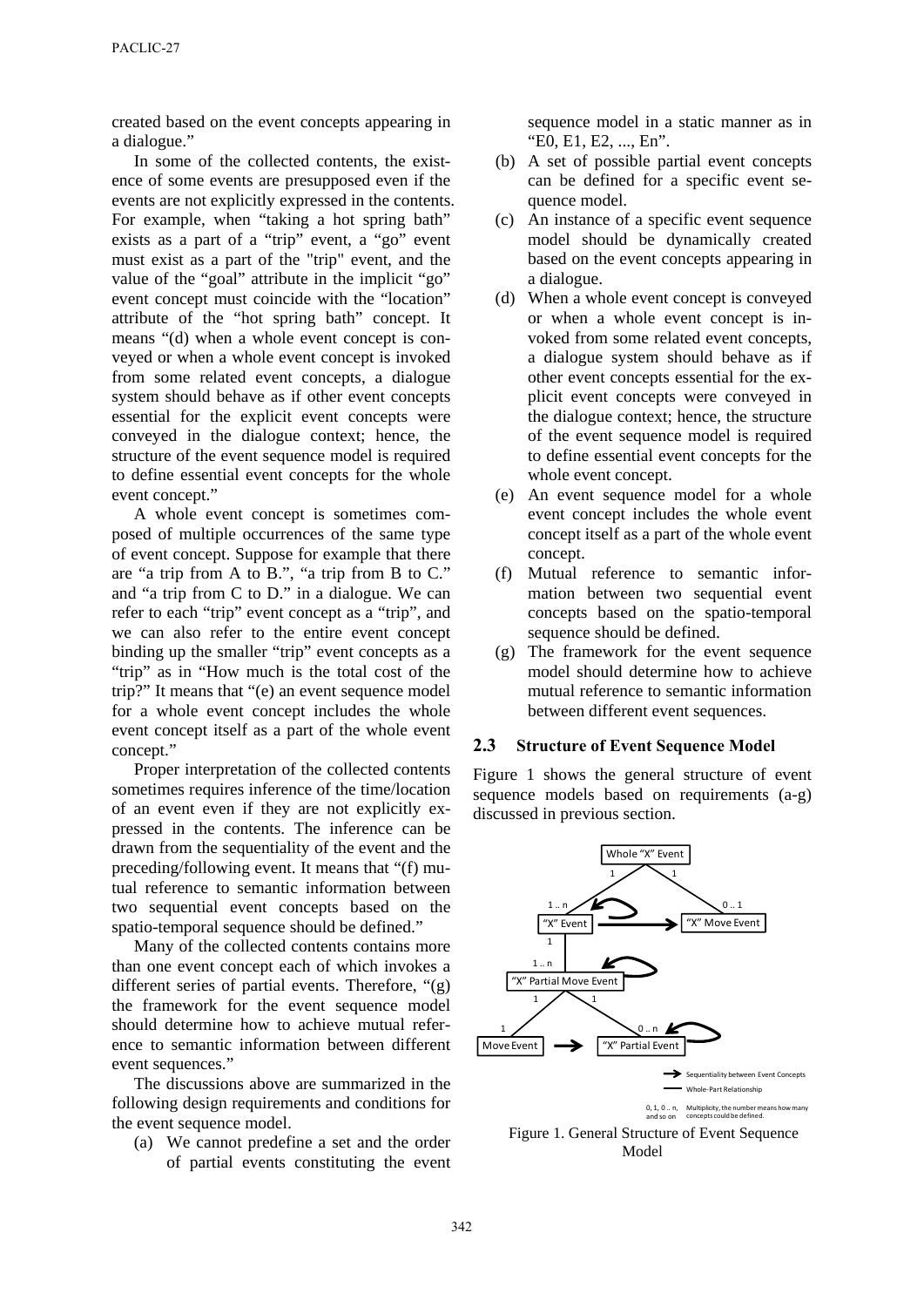created based on the event concepts appearing in a dialogue."

In some of the collected contents, the existence of some events are presupposed even if the events are not explicitly expressed in the contents. For example, when "taking a hot spring bath" exists as a part of a "trip" event, a "go" event must exist as a part of the "trip" event, and the value of the "goal" attribute in the implicit "go" event concept must coincide with the "location" attribute of the "hot spring bath" concept. It means "(d) when a whole event concept is conveyed or when a whole event concept is invoked from some related event concepts, a dialogue system should behave as if other event concepts essential for the explicit event concepts were conveyed in the dialogue context; hence, the structure of the event sequence model is required to define essential event concepts for the whole event concept."

A whole event concept is sometimes composed of multiple occurrences of the same type of event concept. Suppose for example that there are "a trip from A to B.", "a trip from B to C." and "a trip from C to D." in a dialogue. We can refer to each "trip" event concept as a "trip", and we can also refer to the entire event concept binding up the smaller "trip" event concepts as a "trip" as in "How much is the total cost of the trip?" It means that "(e) an event sequence model for a whole event concept includes the whole event concept itself as a part of the whole event concept."

Proper interpretation of the collected contents sometimes requires inference of the time/location of an event even if they are not explicitly expressed in the contents. The inference can be drawn from the sequentiality of the event and the preceding/following event. It means that "(f) mutual reference to semantic information between two sequential event concepts based on the spatio-temporal sequence should be defined."

Many of the collected contents contains more than one event concept each of which invokes a different series of partial events. Therefore, "(g) the framework for the event sequence model should determine how to achieve mutual reference to semantic information between different event sequences."

The discussions above are summarized in the following design requirements and conditions for the event sequence model.

(a) We cannot predefine a set and the order of partial events constituting the event sequence model in a static manner as in "E0, E1, E2, ..., En".
(b) A set of possible partial event concepts can be defined for a specific event sequence model.
(c) An instance of a specific event sequence model should be dynamically created based on the event concepts appearing in a dialogue.
(d) When a whole event concept is conveyed or when a whole event concept is invoked from some related event concepts, a dialogue system should behave as if other event concepts essential for the explicit event concepts were conveyed in the dialogue context; hence, the structure of the event sequence model is required to define essential event concepts for the whole event concept.
(e) An event sequence model for a whole event concept includes the whole event concept itself as a part of the whole event concept.
(f) Mutual reference to semantic information between two sequential event concepts based on the spatio-temporal sequence should be defined.
(g) The framework for the event sequence model should determine how to achieve mutual reference to semantic information between different event sequences.

### 2.3 Structure of Event Sequence Model

Figure 1 shows the general structure of event sequence models based on requirements (a-g) discussed in previous section.

Figure 1. General Structure of Event Sequence Model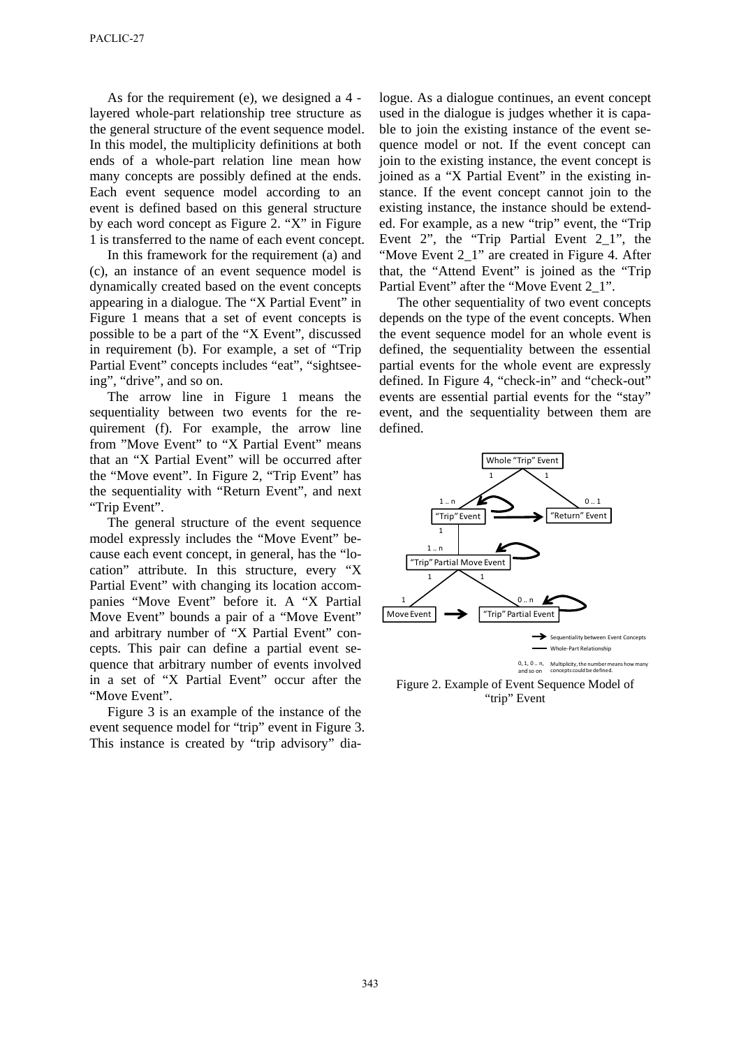As for the requirement (e), we designed a 4 - layered whole-part relationship tree structure as the general structure of the event sequence model. In this model, the multiplicity definitions at both ends of a whole-part relation line mean how many concepts are possibly defined at the ends. Each event sequence model according to an event is defined based on this general structure by each word concept as Figure 2. "X" in Figure 1 is transferred to the name of each event concept.

In this framework for the requirement (a) and (c), an instance of an event sequence model is dynamically created based on the event concepts appearing in a dialogue. The "X Partial Event" in Figure 1 means that a set of event concepts is possible to be a part of the "X Event", discussed in requirement (b). For example, a set of "Trip Partial Event" concepts includes "eat", "sightseeing", "drive", and so on.

The arrow line in Figure 1 means the sequentiality between two events for the requirement (f). For example, the arrow line from "Move Event" to "X Partial Event" means that an "X Partial Event" will be occurred after the "Move event". In Figure 2, "Trip Event" has the sequentiality with "Return Event", and next "Trip Event".

The general structure of the event sequence model expressly includes the "Move Event" because each event concept, in general, has the "location" attribute. In this structure, every "X Partial Event" with changing its location accompanies "Move Event" before it. A "X Partial Move Event" bounds a pair of a "Move Event" and arbitrary number of "X Partial Event" concepts. This pair can define a partial event sequence that arbitrary number of events involved in a set of "X Partial Event" occur after the "Move Event".

Figure 3 is an example of the instance of the event sequence model for "trip" event in Figure 3. This instance is created by "trip advisory" dialogue. As a dialogue continues, an event concept used in the dialogue is judges whether it is capable to join the existing instance of the event sequence model or not. If the event concept can join to the existing instance, the event concept is joined as a "X Partial Event" in the existing instance. If the event concept cannot join to the existing instance, the instance should be extended. For example, as a new "trip" event, the "Trip Event 2", the "Trip Partial Event 2_1", the "Move Event 2_1" are created in Figure 4. After that, the "Attend Event" is joined as the "Trip Partial Event" after the "Move Event 2_1".

The other sequentiality of two event concepts depends on the type of the event concepts. When the event sequence model for an whole event is defined, the sequentiality between the essential partial events for the whole event are expressly defined. In Figure 4, "check-in" and "check-out" events are essential partial events for the "stay" event, and the sequentiality between them are defined.

Figure 2. Example of Event Sequence Model of "trip" Event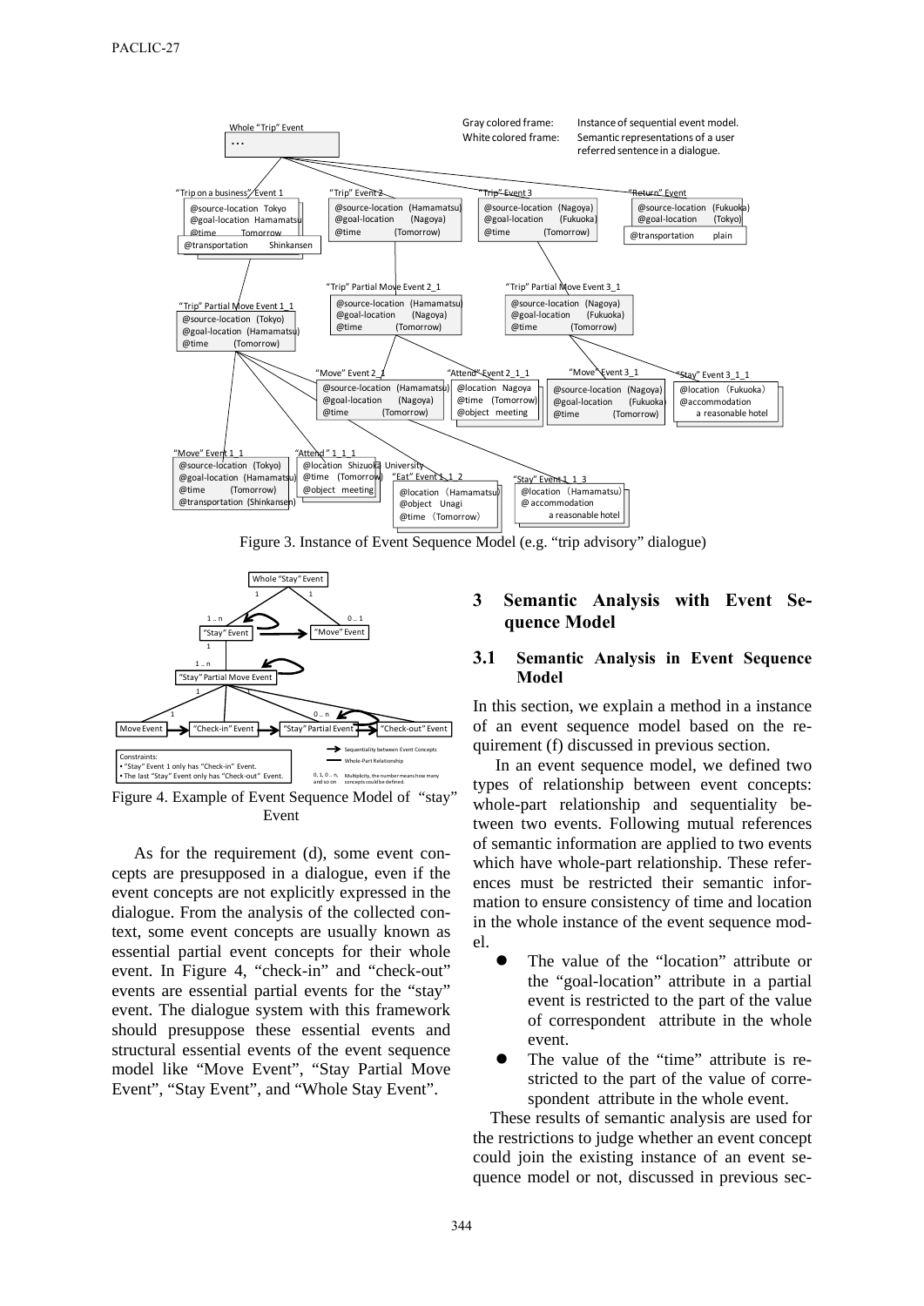Figure 3. Instance of Event Sequence Model (e.g. "trip advisory" dialogue)

Figure 4. Example of Event Sequence Model of "stay" Event

As for the requirement (d), some event concepts are presupposed in a dialogue, even if the event concepts are not explicitly expressed in the dialogue. From the analysis of the collected context, some event concepts are usually known as essential partial event concepts for their whole event. In Figure 4, "check-in" and "check-out" events are essential partial events for the "stay" event. The dialogue system with this framework should presuppose these essential events and structural essential events of the event sequence model like "Move Event", "Stay Partial Move Event", "Stay Event", and "Whole Stay Event".

## 3 Semantic Analysis with Event Sequence Model

### 3.1 Semantic Analysis in Event Sequence Model

In this section, we explain a method in a instance of an event sequence model based on the requirement (f) discussed in previous section.

In an event sequence model, we defined two types of relationship between event concepts: whole-part relationship and sequentiality between two events. Following mutual references of semantic information are applied to two events which have whole-part relationship. These references must be restricted their semantic information to ensure consistency of time and location in the whole instance of the event sequence model.

- The value of the "location" attribute or the "goal-location" attribute in a partial event is restricted to the part of the value of correspondent attribute in the whole event.
- The value of the "time" attribute is restricted to the part of the value of correspondent attribute in the whole event.

These results of semantic analysis are used for the restrictions to judge whether an event concept could join the existing instance of an event sequence model or not, discussed in previous sec-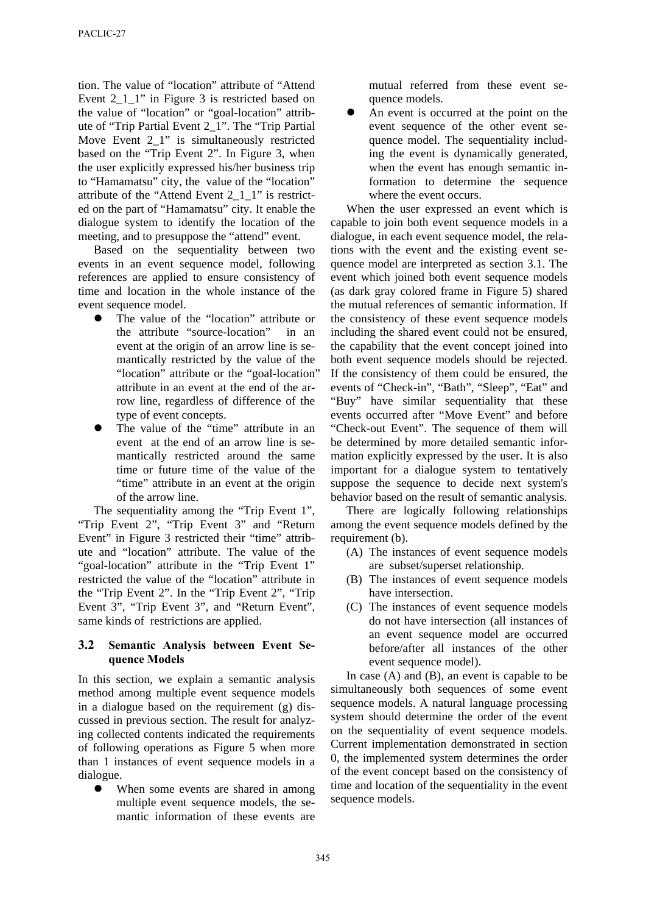tion. The value of "location" attribute of "Attend Event 2_1_1" in Figure 3 is restricted based on the value of "location" or "goal-location" attribute of "Trip Partial Event 2_1". The "Trip Partial Move Event 2_1" is simultaneously restricted based on the "Trip Event 2". In Figure 3, when the user explicitly expressed his/her business trip to "Hamamatsu" city, the value of the "location" attribute of the "Attend Event 2_1_1" is restricted on the part of "Hamamatsu" city. It enable the dialogue system to identify the location of the meeting, and to presuppose the "attend" event.

Based on the sequentiality between two events in an event sequence model, following references are applied to ensure consistency of time and location in the whole instance of the event sequence model.

- The value of the "location" attribute or the attribute "source-location" in an event at the origin of an arrow line is semantically restricted by the value of the "location" attribute or the "goal-location" attribute in an event at the end of the arrow line, regardless of difference of the type of event concepts.
- The value of the "time" attribute in an event at the end of an arrow line is semantically restricted around the same time or future time of the value of the "time" attribute in an event at the origin of the arrow line.

The sequentiality among the "Trip Event 1", "Trip Event 2", "Trip Event 3" and "Return Event" in Figure 3 restricted their "time" attribute and "location" attribute. The value of the "goal-location" attribute in the "Trip Event 1" restricted the value of the "location" attribute in the "Trip Event 2". In the "Trip Event 2", "Trip Event 3", "Trip Event 3", and "Return Event", same kinds of restrictions are applied.

### 3.2 Semantic Analysis between Event Sequence Models

In this section, we explain a semantic analysis method among multiple event sequence models in a dialogue based on the requirement (g) discussed in previous section. The result for analyzing collected contents indicated the requirements of following operations as Figure 5 when more than 1 instances of event sequence models in a dialogue.

- When some events are shared in among multiple event sequence models, the semantic information of these events are mutual referred from these event sequence models.
- An event is occurred at the point on the event sequence of the other event sequence model. The sequentiality including the event is dynamically generated, when the event has enough semantic information to determine the sequence where the event occurs.

When the user expressed an event which is capable to join both event sequence models in a dialogue, in each event sequence model, the relations with the event and the existing event sequence model are interpreted as section 3.1. The event which joined both event sequence models (as dark gray colored frame in Figure 5) shared the mutual references of semantic information. If the consistency of these event sequence models including the shared event could not be ensured, the capability that the event concept joined into both event sequence models should be rejected. If the consistency of them could be ensured, the events of "Check-in", "Bath", "Sleep", "Eat" and "Buy" have similar sequentiality that these events occurred after "Move Event" and before "Check-out Event". The sequence of them will be determined by more detailed semantic information explicitly expressed by the user. It is also important for a dialogue system to tentatively suppose the sequence to decide next system's behavior based on the result of semantic analysis.

There are logically following relationships among the event sequence models defined by the requirement (b).

(A) The instances of event sequence models are subset/superset relationship.

(B) The instances of event sequence models have intersection.

(C) The instances of event sequence models do not have intersection (all instances of an event sequence model are occurred before/after all instances of the other event sequence model).

In case (A) and (B), an event is capable to be simultaneously both sequences of some event sequence models. A natural language processing system should determine the order of the event on the sequentiality of event sequence models. Current implementation demonstrated in section 0, the implemented system determines the order of the event concept based on the consistency of time and location of the sequentiality in the event sequence models.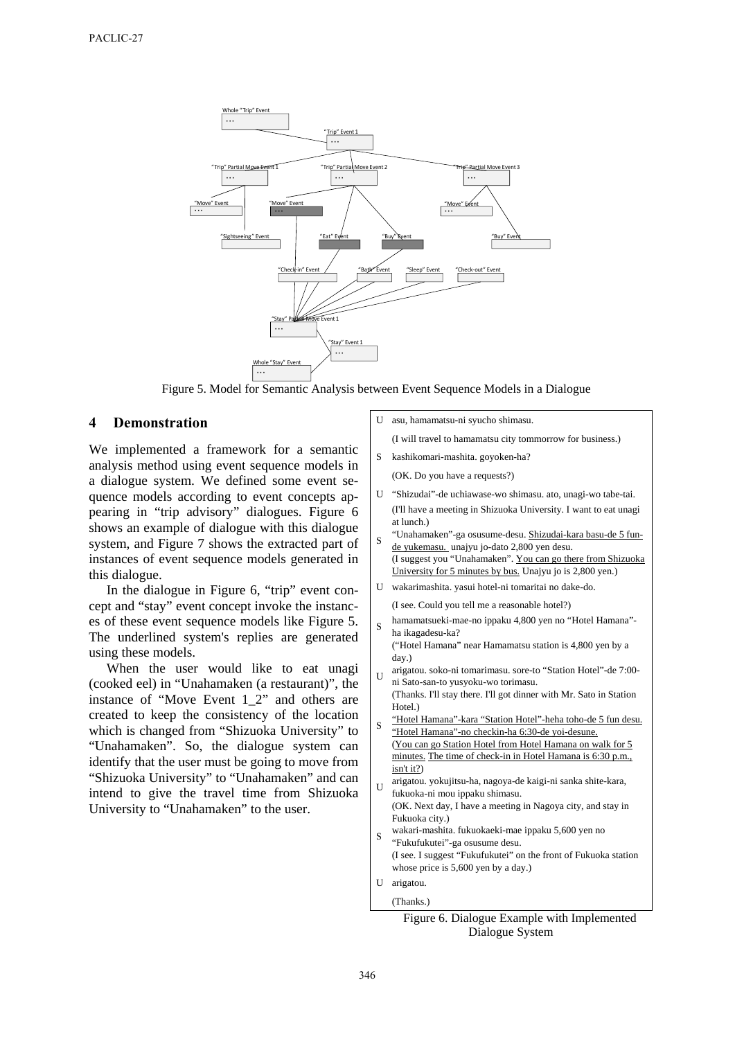Figure 5. Model for Semantic Analysis between Event Sequence Models in a Dialogue

## 4 Demonstration

We implemented a framework for a semantic analysis method using event sequence models in a dialogue system. We defined some event sequence models according to event concepts appearing in "trip advisory" dialogues. Figure 6 shows an example of dialogue with this dialogue system, and Figure 7 shows the extracted part of instances of event sequence models generated in this dialogue.

In the dialogue in Figure 6, "trip" event concept and "stay" event concept invoke the instances of these event sequence models like Figure 5. The underlined system's replies are generated using these models.

When the user would like to eat unagi (cooked eel) in "Unahamaken (a restaurant)", the instance of "Move Event 1_2" and others are created to keep the consistency of the location which is changed from "Shizuoka University" to "Unahamaken". So, the dialogue system can identify that the user must be going to move from "Shizuoka University" to "Unahamaken" and can intend to give the travel time from Shizuoka University to "Unahamaken" to the user.

| | |
|---|---|
| U | asu, hamamatsu-ni syucho shimasu. (I will travel to hamamatsu city tommorrow for business.) |
| S | kashikomari-mashita. goyoken-ha? (OK. Do you have a requests?) |
| U | "Shizudai"-de uchiawase-wo shimasu. ato, unagi-wo tabe-tai. (I'll have a meeting in Shizuoka University. I want to eat unagi at lunch.) |
| S | "Unahamaken"-ga osusume-desu. <u>Shizudai-kara basu-de 5 fun-de yukemasu.</u> unajyu jo-dato 2,800 yen desu. (I suggest you "Unahamaken". <u>You can go there from Shizuoka University for 5 minutes by bus.</u> Unajyu jo is 2,800 yen.) |
| U | wakarimashita. yasui hotel-ni tomaritai no dake-do. (I see. Could you tell me a reasonable hotel?) |
| S | hamamatsueki-mae-no ippaku 4,800 yen no "Hotel Hamana"-ha ikagadesu-ka? ("Hotel Hamana" near Hamamatsu station is 4,800 yen by a day.) |
| U | arigatou. soko-ni tomarimasu. sore-to "Station Hotel"-de 7:00-ni Sato-san-to yusyoku-wo torimasu. (Thanks. I'll stay there. I'll got dinner with Mr. Sato in Station Hotel.) |
| S | <u>"Hotel Hamana"-kara "Station Hotel"-heha toho-de 5 fun desu.</u> <u>"Hotel Hamana"-no checkin-ha 6:30-de yoi-desune.</u> (<u>You can go Station Hotel from Hotel Hamana on walk for 5 minutes.</u> <u>The time of check-in in Hotel Hamana is 6:30 p.m., isn't it?</u>) |
| U | arigatou. yokujitsu-ha, nagoya-de kaigi-ni sanka shite-kara, fukuoka-ni mou ippaku shimasu. (OK. Next day, I have a meeting in Nagoya city, and stay in Fukuoka city.) |
| S | wakari-mashita. fukuokaeki-mae ippaku 5,600 yen no "Fukufukutei"-ga osusume desu. (I see. I suggest "Fukufukutei" on the front of Fukuoka station whose price is 5,600 yen by a day.) |
| U | arigatou. (Thanks.) |

Figure 6. Dialogue Example with Implemented Dialogue System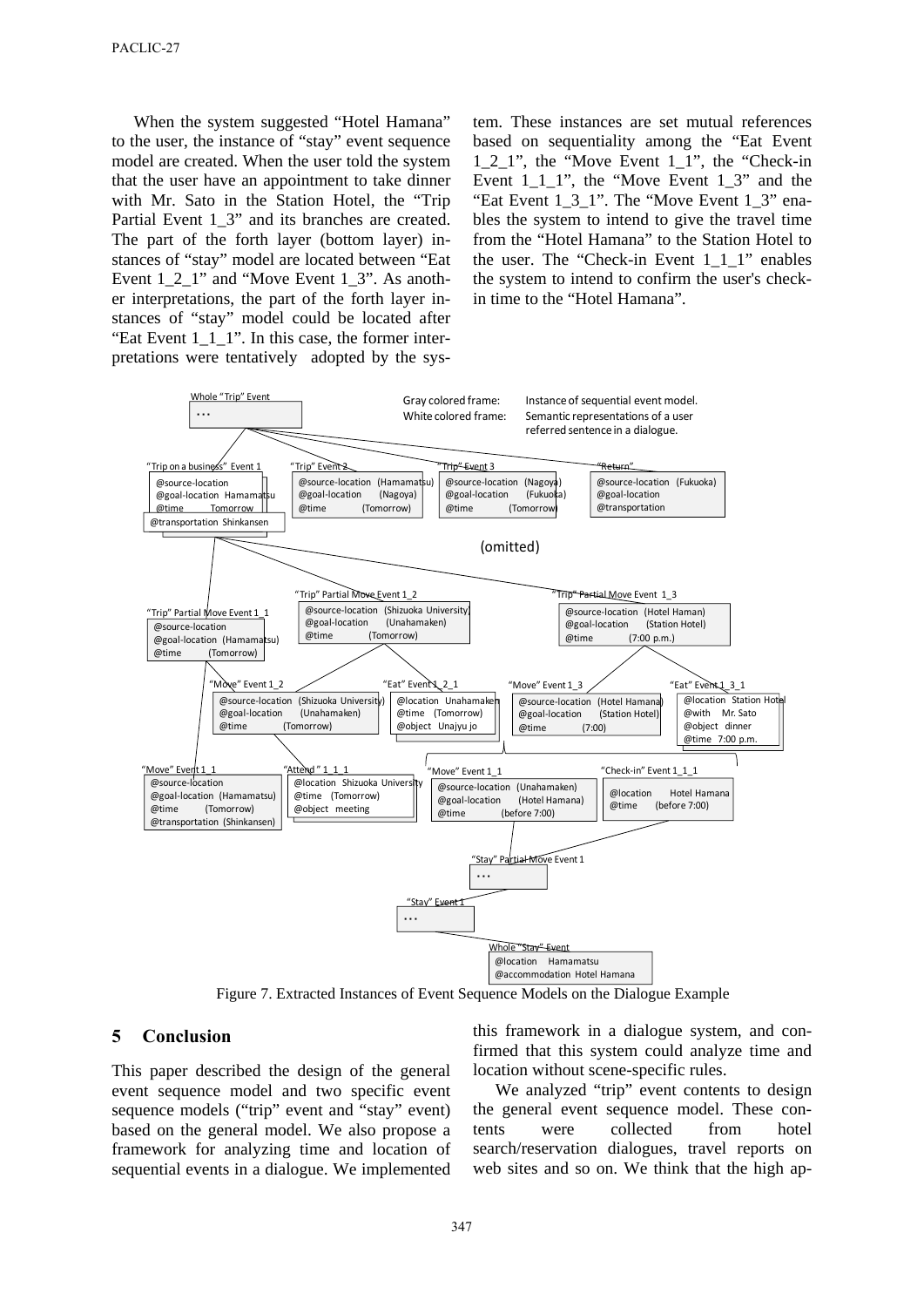When the system suggested "Hotel Hamana" to the user, the instance of "stay" event sequence model are created. When the user told the system that the user have an appointment to take dinner with Mr. Sato in the Station Hotel, the "Trip Partial Event 1_3" and its branches are created. The part of the forth layer (bottom layer) instances of "stay" model are located between "Eat Event 1_2_1" and "Move Event 1_3". As another interpretations, the part of the forth layer instances of "stay" model could be located after "Eat Event 1_1_1". In this case, the former interpretations were tentatively adopted by the system. These instances are set mutual references based on sequentiality among the "Eat Event 1_2_1", the "Move Event 1_1", the "Check-in Event 1_1_1", the "Move Event 1_3" and the "Eat Event 1_3_1". The "Move Event 1_3" enables the system to intend to give the travel time from the "Hotel Hamana" to the Station Hotel to the user. The "Check-in Event 1_1_1" enables the system to intend to confirm the user's check-in time to the "Hotel Hamana".

Figure 7. Extracted Instances of Event Sequence Models on the Dialogue Example

## 5 Conclusion

This paper described the design of the general event sequence model and two specific event sequence models ("trip" event and "stay" event) based on the general model. We also propose a framework for analyzing time and location of sequential events in a dialogue. We implemented this framework in a dialogue system, and confirmed that this system could analyze time and location without scene-specific rules.

We analyzed "trip" event contents to design the general event sequence model. These contents were collected from hotel search/reservation dialogues, travel reports on web sites and so on. We think that the high ap-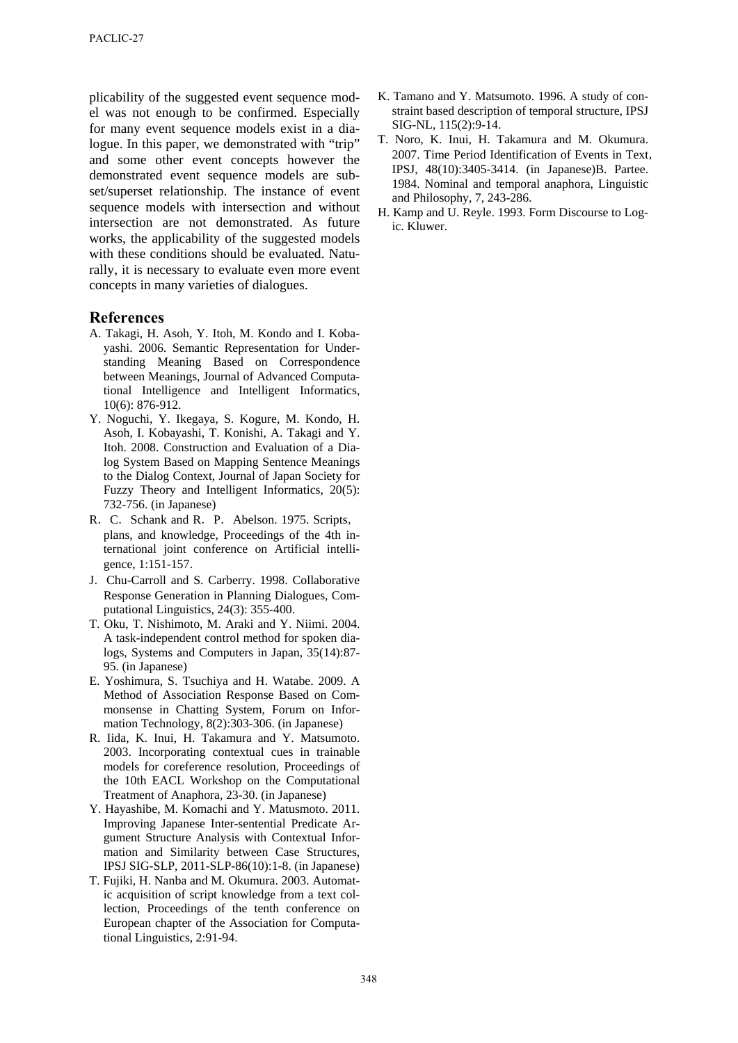plicability of the suggested event sequence model was not enough to be confirmed. Especially for many event sequence models exist in a dialogue. In this paper, we demonstrated with "trip" and some other event concepts however the demonstrated event sequence models are subset/superset relationship. The instance of event sequence models with intersection and without intersection are not demonstrated. As future works, the applicability of the suggested models with these conditions should be evaluated. Naturally, it is necessary to evaluate even more event concepts in many varieties of dialogues.

## References

A. Takagi, H. Asoh, Y. Itoh, M. Kondo and I. Kobayashi. 2006. Semantic Representation for Understanding Meaning Based on Correspondence between Meanings, Journal of Advanced Computational Intelligence and Intelligent Informatics, 10(6): 876-912.

Y. Noguchi, Y. Ikegaya, S. Kogure, M. Kondo, H. Asoh, I. Kobayashi, T. Konishi, A. Takagi and Y. Itoh. 2008. Construction and Evaluation of a Dialog System Based on Mapping Sentence Meanings to the Dialog Context, Journal of Japan Society for Fuzzy Theory and Intelligent Informatics, 20(5): 732-756. (in Japanese)

R. C. Schank and R. P. Abelson. 1975. Scripts, plans, and knowledge, Proceedings of the 4th international joint conference on Artificial intelligence, 1:151-157.

J. Chu-Carroll and S. Carberry. 1998. Collaborative Response Generation in Planning Dialogues, Computational Linguistics, 24(3): 355-400.

T. Oku, T. Nishimoto, M. Araki and Y. Niimi. 2004. A task-independent control method for spoken dialogs, Systems and Computers in Japan, 35(14):87-95. (in Japanese)

E. Yoshimura, S. Tsuchiya and H. Watabe. 2009. A Method of Association Response Based on Commonsense in Chatting System, Forum on Information Technology, 8(2):303-306. (in Japanese)

R. Iida, K. Inui, H. Takamura and Y. Matsumoto. 2003. Incorporating contextual cues in trainable models for coreference resolution, Proceedings of the 10th EACL Workshop on the Computational Treatment of Anaphora, 23-30. (in Japanese)

Y. Hayashibe, M. Komachi and Y. Matusmoto. 2011. Improving Japanese Inter-sentential Predicate Argument Structure Analysis with Contextual Information and Similarity between Case Structures, IPSJ SIG-SLP, 2011-SLP-86(10):1-8. (in Japanese)

T. Fujiki, H. Nanba and M. Okumura. 2003. Automatic acquisition of script knowledge from a text collection, Proceedings of the tenth conference on European chapter of the Association for Computational Linguistics, 2:91-94.

K. Tamano and Y. Matsumoto. 1996. A study of constraint based description of temporal structure, IPSJ SIG-NL, 115(2):9-14.

T. Noro, K. Inui, H. Takamura and M. Okumura. 2007. Time Period Identification of Events in Text, IPSJ, 48(10):3405-3414. (in Japanese)B. Partee. 1984. Nominal and temporal anaphora, Linguistic and Philosophy, 7, 243-286.

H. Kamp and U. Reyle. 1993. Form Discourse to Logic. Kluwer.